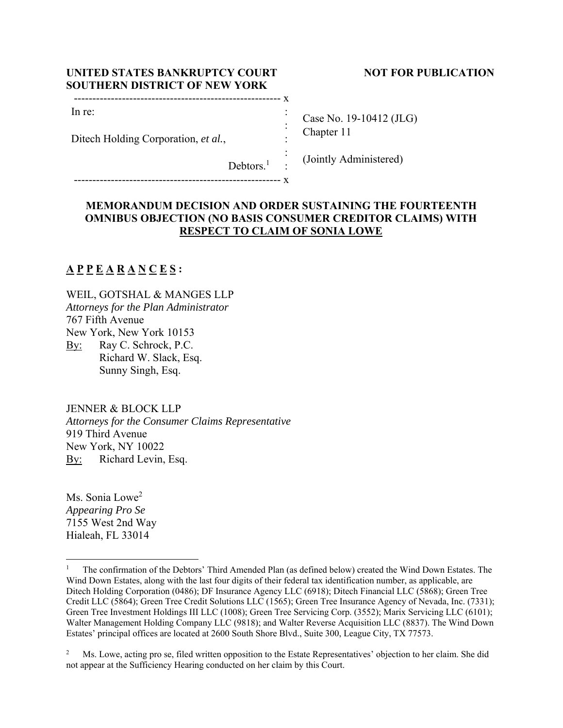**UNITED STATES BANKRUPTCY COURT**
**SOUTHERN DISTRICT OF NEW YORK**

**NOT FOR PUBLICATION**

| | | |
|---|---|---|
| In re: | : | Case No. 19-10412 (JLG) |
| Ditech Holding Corporation, *et al.*, | : | Chapter 11 |
| Debtors.[1] | : | (Jointly Administered) |

**MEMORANDUM DECISION AND ORDER SUSTAINING THE FOURTEENTH OMNIBUS OBJECTION (NO BASIS CONSUMER CREDITOR CLAIMS) WITH RESPECT TO CLAIM OF SONIA LOWE**

**A P P E A R A N C E S :**

WEIL, GOTSHAL & MANGES LLP
*Attorneys for the Plan Administrator*
767 Fifth Avenue
New York, New York 10153
By: Ray C. Schrock, P.C.
Richard W. Slack, Esq.
Sunny Singh, Esq.

JENNER & BLOCK LLP
*Attorneys for the Consumer Claims Representative*
919 Third Avenue
New York, NY 10022
By: Richard Levin, Esq.

Ms. Sonia Lowe[2]
*Appearing Pro Se*
7155 West 2nd Way
Hialeah, FL 33014

---

[1] The confirmation of the Debtors' Third Amended Plan (as defined below) created the Wind Down Estates. The Wind Down Estates, along with the last four digits of their federal tax identification number, as applicable, are Ditech Holding Corporation (0486); DF Insurance Agency LLC (6918); Ditech Financial LLC (5868); Green Tree Credit LLC (5864); Green Tree Credit Solutions LLC (1565); Green Tree Insurance Agency of Nevada, Inc. (7331); Green Tree Investment Holdings III LLC (1008); Green Tree Servicing Corp. (3552); Marix Servicing LLC (6101); Walter Management Holding Company LLC (9818); and Walter Reverse Acquisition LLC (8837). The Wind Down Estates' principal offices are located at 2600 South Shore Blvd., Suite 300, League City, TX 77573.

[2] Ms. Lowe, acting pro se, filed written opposition to the Estate Representatives' objection to her claim. She did not appear at the Sufficiency Hearing conducted on her claim by this Court.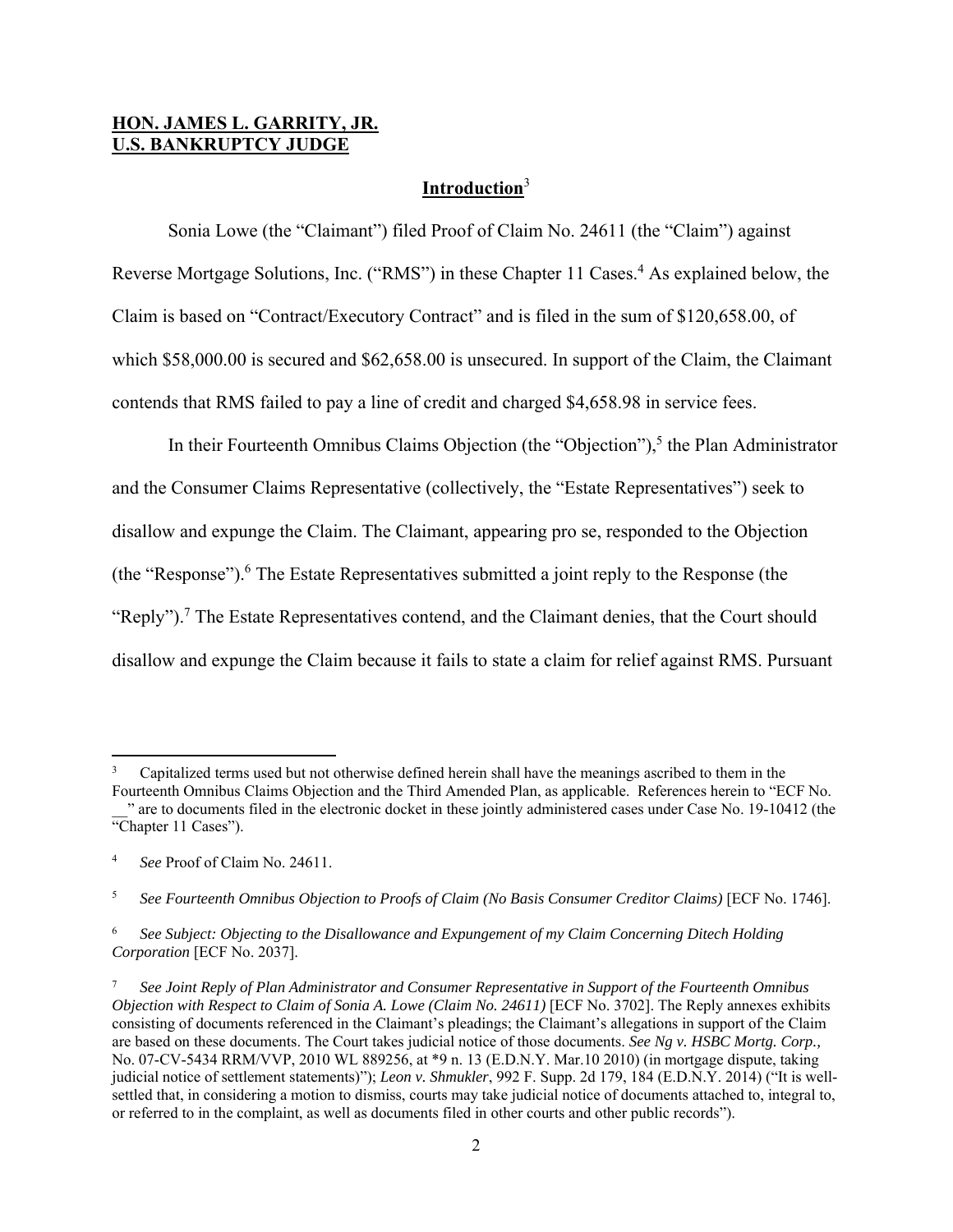**HON. JAMES L. GARRITY, JR.**
**U.S. BANKRUPTCY JUDGE**

## Introduction[3]

Sonia Lowe (the "Claimant") filed Proof of Claim No. 24611 (the "Claim") against Reverse Mortgage Solutions, Inc. ("RMS") in these Chapter 11 Cases.[4] As explained below, the Claim is based on "Contract/Executory Contract" and is filed in the sum of $120,658.00, of which $58,000.00 is secured and $62,658.00 is unsecured. In support of the Claim, the Claimant contends that RMS failed to pay a line of credit and charged $4,658.98 in service fees.

In their Fourteenth Omnibus Claims Objection (the "Objection"),[5] the Plan Administrator and the Consumer Claims Representative (collectively, the "Estate Representatives") seek to disallow and expunge the Claim. The Claimant, appearing pro se, responded to the Objection (the "Response").[6] The Estate Representatives submitted a joint reply to the Response (the "Reply").[7] The Estate Representatives contend, and the Claimant denies, that the Court should disallow and expunge the Claim because it fails to state a claim for relief against RMS. Pursuant

---

[3] Capitalized terms used but not otherwise defined herein shall have the meanings ascribed to them in the Fourteenth Omnibus Claims Objection and the Third Amended Plan, as applicable. References herein to "ECF No. __" are to documents filed in the electronic docket in these jointly administered cases under Case No. 19-10412 (the "Chapter 11 Cases").

[4] *See* Proof of Claim No. 24611.

[5] *See Fourteenth Omnibus Objection to Proofs of Claim (No Basis Consumer Creditor Claims)* [ECF No. 1746].

[6] *See Subject: Objecting to the Disallowance and Expungement of my Claim Concerning Ditech Holding Corporation* [ECF No. 2037].

[7] *See Joint Reply of Plan Administrator and Consumer Representative in Support of the Fourteenth Omnibus Objection with Respect to Claim of Sonia A. Lowe (Claim No. 24611)* [ECF No. 3702]. The Reply annexes exhibits consisting of documents referenced in the Claimant's pleadings; the Claimant's allegations in support of the Claim are based on these documents. The Court takes judicial notice of those documents. *See Ng v. HSBC Mortg. Corp.,* No. 07-CV-5434 RRM/VVP, 2010 WL 889256, at *9 n. 13 (E.D.N.Y. Mar.10 2010) (in mortgage dispute, taking judicial notice of settlement statements)"); *Leon v. Shmukler*, 992 F. Supp. 2d 179, 184 (E.D.N.Y. 2014) ("It is well-settled that, in considering a motion to dismiss, courts may take judicial notice of documents attached to, integral to, or referred to in the complaint, as well as documents filed in other courts and other public records").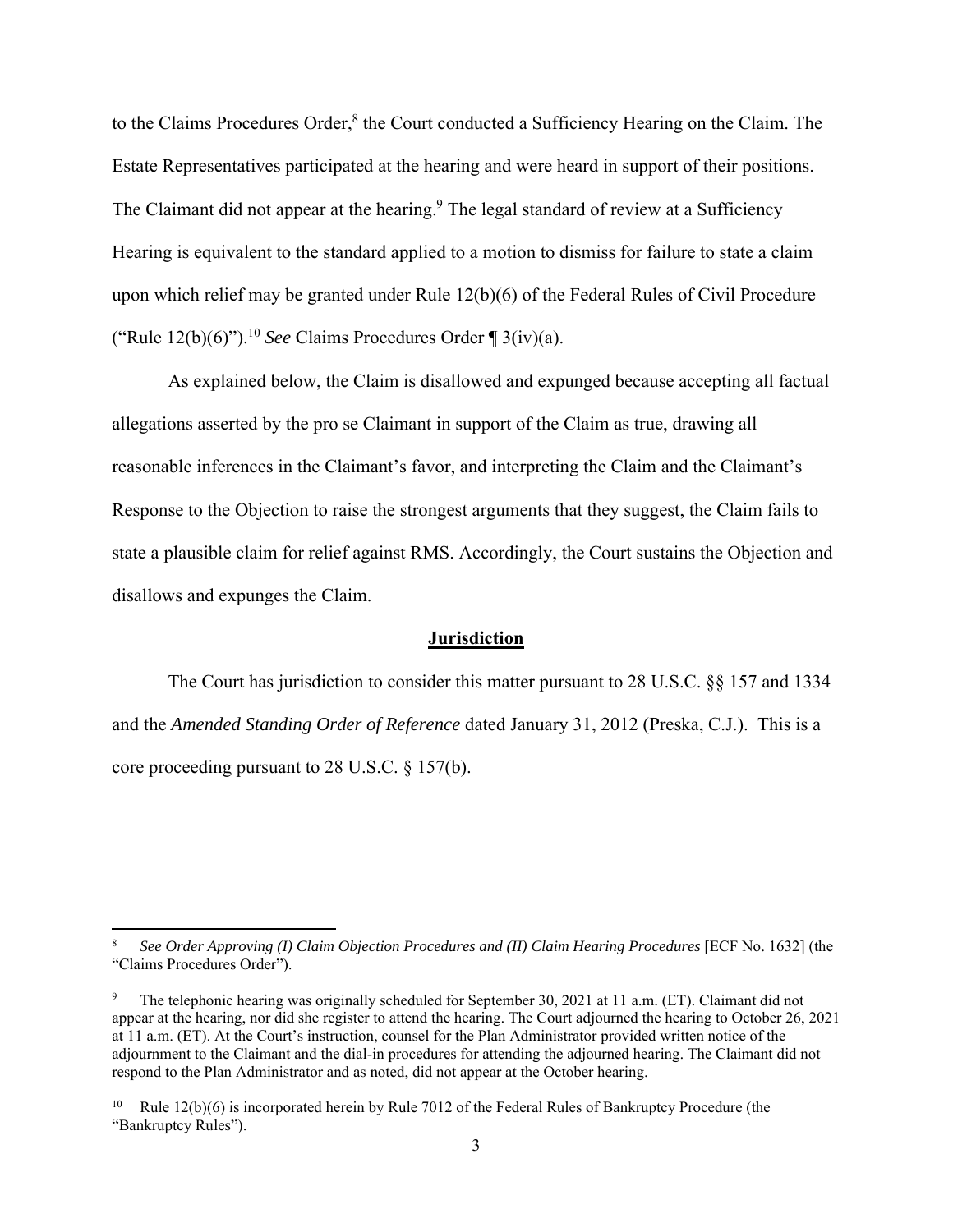to the Claims Procedures Order,[8] the Court conducted a Sufficiency Hearing on the Claim. The Estate Representatives participated at the hearing and were heard in support of their positions. The Claimant did not appear at the hearing.[9] The legal standard of review at a Sufficiency Hearing is equivalent to the standard applied to a motion to dismiss for failure to state a claim upon which relief may be granted under Rule 12(b)(6) of the Federal Rules of Civil Procedure ("Rule 12(b)(6)").[10] *See* Claims Procedures Order ¶ 3(iv)(a).

As explained below, the Claim is disallowed and expunged because accepting all factual allegations asserted by the pro se Claimant in support of the Claim as true, drawing all reasonable inferences in the Claimant's favor, and interpreting the Claim and the Claimant's Response to the Objection to raise the strongest arguments that they suggest, the Claim fails to state a plausible claim for relief against RMS. Accordingly, the Court sustains the Objection and disallows and expunges the Claim.

## **Jurisdiction**

The Court has jurisdiction to consider this matter pursuant to 28 U.S.C. §§ 157 and 1334 and the *Amended Standing Order of Reference* dated January 31, 2012 (Preska, C.J.). This is a core proceeding pursuant to 28 U.S.C. § 157(b).

---

[8] *See Order Approving (I) Claim Objection Procedures and (II) Claim Hearing Procedures* [ECF No. 1632] (the "Claims Procedures Order").

[9] The telephonic hearing was originally scheduled for September 30, 2021 at 11 a.m. (ET). Claimant did not appear at the hearing, nor did she register to attend the hearing. The Court adjourned the hearing to October 26, 2021 at 11 a.m. (ET). At the Court's instruction, counsel for the Plan Administrator provided written notice of the adjournment to the Claimant and the dial-in procedures for attending the adjourned hearing. The Claimant did not respond to the Plan Administrator and as noted, did not appear at the October hearing.

[10] Rule 12(b)(6) is incorporated herein by Rule 7012 of the Federal Rules of Bankruptcy Procedure (the "Bankruptcy Rules").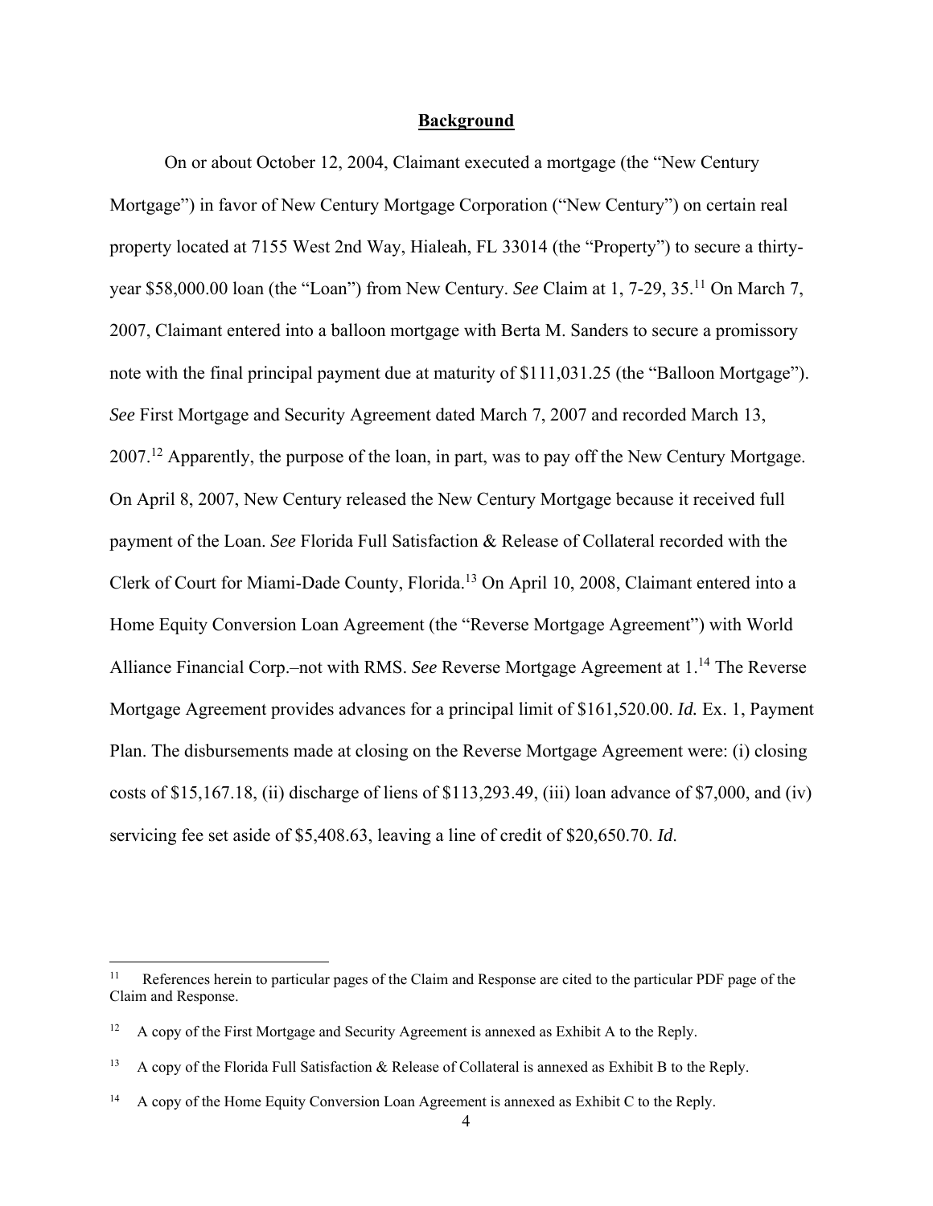## **Background**

On or about October 12, 2004, Claimant executed a mortgage (the "New Century Mortgage") in favor of New Century Mortgage Corporation ("New Century") on certain real property located at 7155 West 2nd Way, Hialeah, FL 33014 (the "Property") to secure a thirty-year $58,000.00 loan (the "Loan") from New Century. *See* Claim at 1, 7-29, 35.[11] On March 7, 2007, Claimant entered into a balloon mortgage with Berta M. Sanders to secure a promissory note with the final principal payment due at maturity of $111,031.25 (the "Balloon Mortgage"). *See* First Mortgage and Security Agreement dated March 7, 2007 and recorded March 13, 2007.[12] Apparently, the purpose of the loan, in part, was to pay off the New Century Mortgage. On April 8, 2007, New Century released the New Century Mortgage because it received full payment of the Loan. *See* Florida Full Satisfaction & Release of Collateral recorded with the Clerk of Court for Miami-Dade County, Florida.[13] On April 10, 2008, Claimant entered into a Home Equity Conversion Loan Agreement (the "Reverse Mortgage Agreement") with World Alliance Financial Corp.–not with RMS. *See* Reverse Mortgage Agreement at 1.[14] The Reverse Mortgage Agreement provides advances for a principal limit of $161,520.00. *Id.* Ex. 1, Payment Plan. The disbursements made at closing on the Reverse Mortgage Agreement were: (i) closing costs of $15,167.18, (ii) discharge of liens of $113,293.49, (iii) loan advance of $7,000, and (iv) servicing fee set aside of $5,408.63, leaving a line of credit of $20,650.70. *Id.*

---

[11] References herein to particular pages of the Claim and Response are cited to the particular PDF page of the Claim and Response.

[12] A copy of the First Mortgage and Security Agreement is annexed as Exhibit A to the Reply.

[13] A copy of the Florida Full Satisfaction & Release of Collateral is annexed as Exhibit B to the Reply.

[14] A copy of the Home Equity Conversion Loan Agreement is annexed as Exhibit C to the Reply.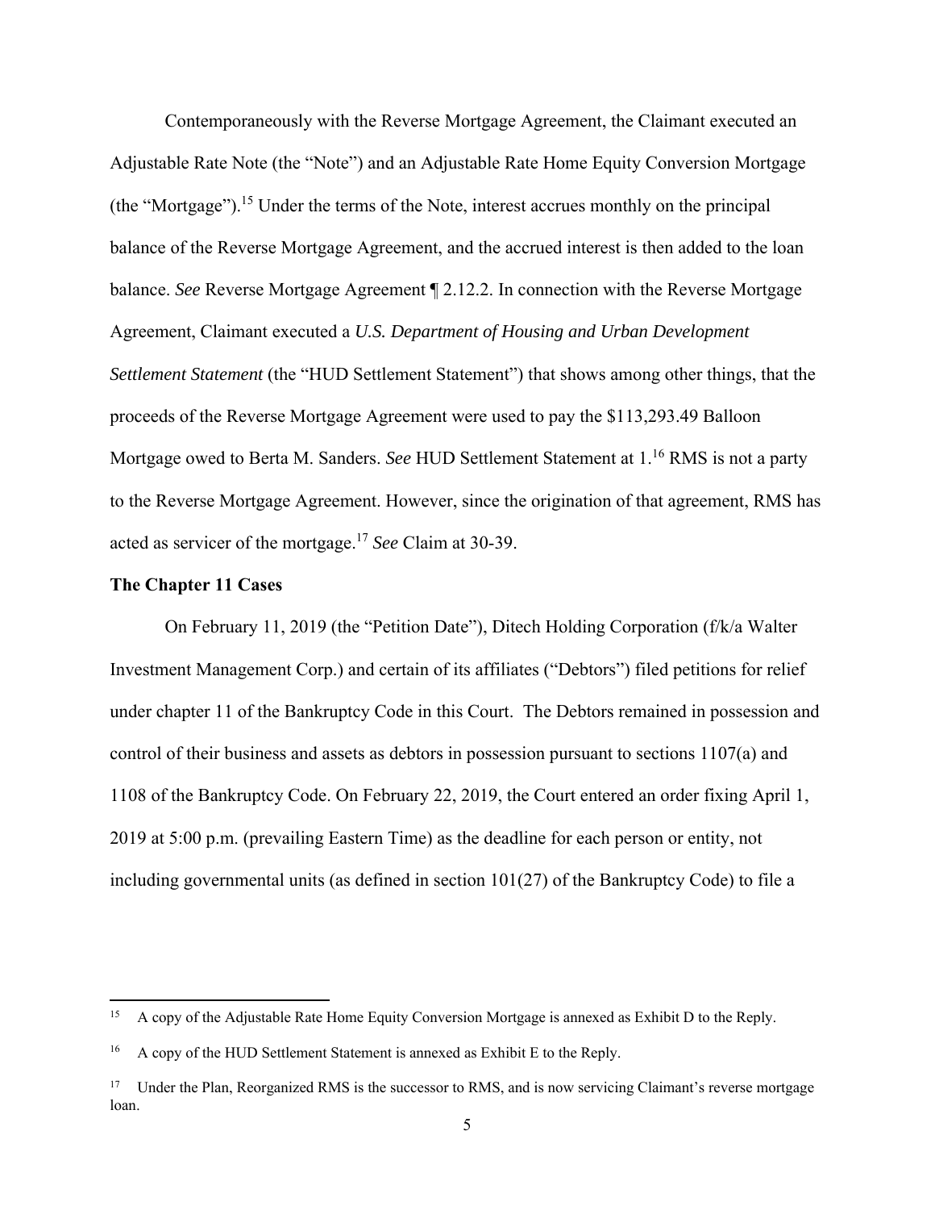Contemporaneously with the Reverse Mortgage Agreement, the Claimant executed an Adjustable Rate Note (the "Note") and an Adjustable Rate Home Equity Conversion Mortgage (the "Mortgage").[15] Under the terms of the Note, interest accrues monthly on the principal balance of the Reverse Mortgage Agreement, and the accrued interest is then added to the loan balance. *See* Reverse Mortgage Agreement ¶ 2.12.2. In connection with the Reverse Mortgage Agreement, Claimant executed a *U.S. Department of Housing and Urban Development Settlement Statement* (the "HUD Settlement Statement") that shows among other things, that the proceeds of the Reverse Mortgage Agreement were used to pay the $113,293.49 Balloon Mortgage owed to Berta M. Sanders. *See* HUD Settlement Statement at 1.[16] RMS is not a party to the Reverse Mortgage Agreement. However, since the origination of that agreement, RMS has acted as servicer of the mortgage.[17] *See* Claim at 30-39.

**The Chapter 11 Cases**

On February 11, 2019 (the "Petition Date"), Ditech Holding Corporation (f/k/a Walter Investment Management Corp.) and certain of its affiliates ("Debtors") filed petitions for relief under chapter 11 of the Bankruptcy Code in this Court. The Debtors remained in possession and control of their business and assets as debtors in possession pursuant to sections 1107(a) and 1108 of the Bankruptcy Code. On February 22, 2019, the Court entered an order fixing April 1, 2019 at 5:00 p.m. (prevailing Eastern Time) as the deadline for each person or entity, not including governmental units (as defined in section 101(27) of the Bankruptcy Code) to file a

---

[15] A copy of the Adjustable Rate Home Equity Conversion Mortgage is annexed as Exhibit D to the Reply.

[16] A copy of the HUD Settlement Statement is annexed as Exhibit E to the Reply.

[17] Under the Plan, Reorganized RMS is the successor to RMS, and is now servicing Claimant's reverse mortgage loan.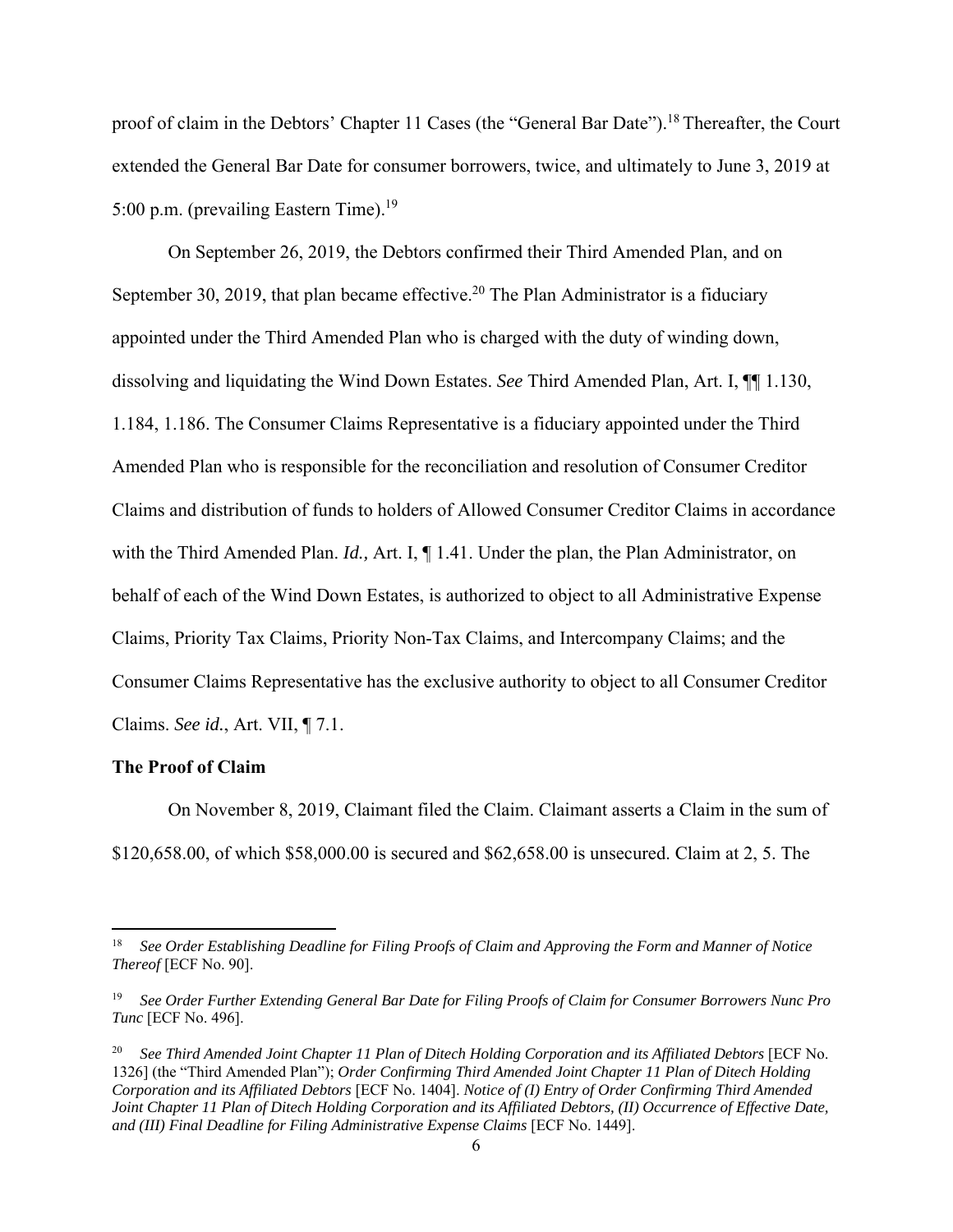proof of claim in the Debtors' Chapter 11 Cases (the "General Bar Date").[18] Thereafter, the Court extended the General Bar Date for consumer borrowers, twice, and ultimately to June 3, 2019 at 5:00 p.m. (prevailing Eastern Time).[19]

On September 26, 2019, the Debtors confirmed their Third Amended Plan, and on September 30, 2019, that plan became effective.[20] The Plan Administrator is a fiduciary appointed under the Third Amended Plan who is charged with the duty of winding down, dissolving and liquidating the Wind Down Estates. *See* Third Amended Plan, Art. I, ¶¶ 1.130, 1.184, 1.186. The Consumer Claims Representative is a fiduciary appointed under the Third Amended Plan who is responsible for the reconciliation and resolution of Consumer Creditor Claims and distribution of funds to holders of Allowed Consumer Creditor Claims in accordance with the Third Amended Plan. *Id.,* Art. I, ¶ 1.41. Under the plan, the Plan Administrator, on behalf of each of the Wind Down Estates, is authorized to object to all Administrative Expense Claims, Priority Tax Claims, Priority Non-Tax Claims, and Intercompany Claims; and the Consumer Claims Representative has the exclusive authority to object to all Consumer Creditor Claims. *See id.*, Art. VII, ¶ 7.1.

**The Proof of Claim**

On November 8, 2019, Claimant filed the Claim. Claimant asserts a Claim in the sum of $120,658.00, of which $58,000.00 is secured and $62,658.00 is unsecured. Claim at 2, 5. The

---

[18] *See Order Establishing Deadline for Filing Proofs of Claim and Approving the Form and Manner of Notice Thereof* [ECF No. 90].

[19] *See Order Further Extending General Bar Date for Filing Proofs of Claim for Consumer Borrowers Nunc Pro Tunc* [ECF No. 496].

[20] *See Third Amended Joint Chapter 11 Plan of Ditech Holding Corporation and its Affiliated Debtors* [ECF No. 1326] (the "Third Amended Plan"); *Order Confirming Third Amended Joint Chapter 11 Plan of Ditech Holding Corporation and its Affiliated Debtors* [ECF No. 1404]. *Notice of (I) Entry of Order Confirming Third Amended Joint Chapter 11 Plan of Ditech Holding Corporation and its Affiliated Debtors, (II) Occurrence of Effective Date, and (III) Final Deadline for Filing Administrative Expense Claims* [ECF No. 1449].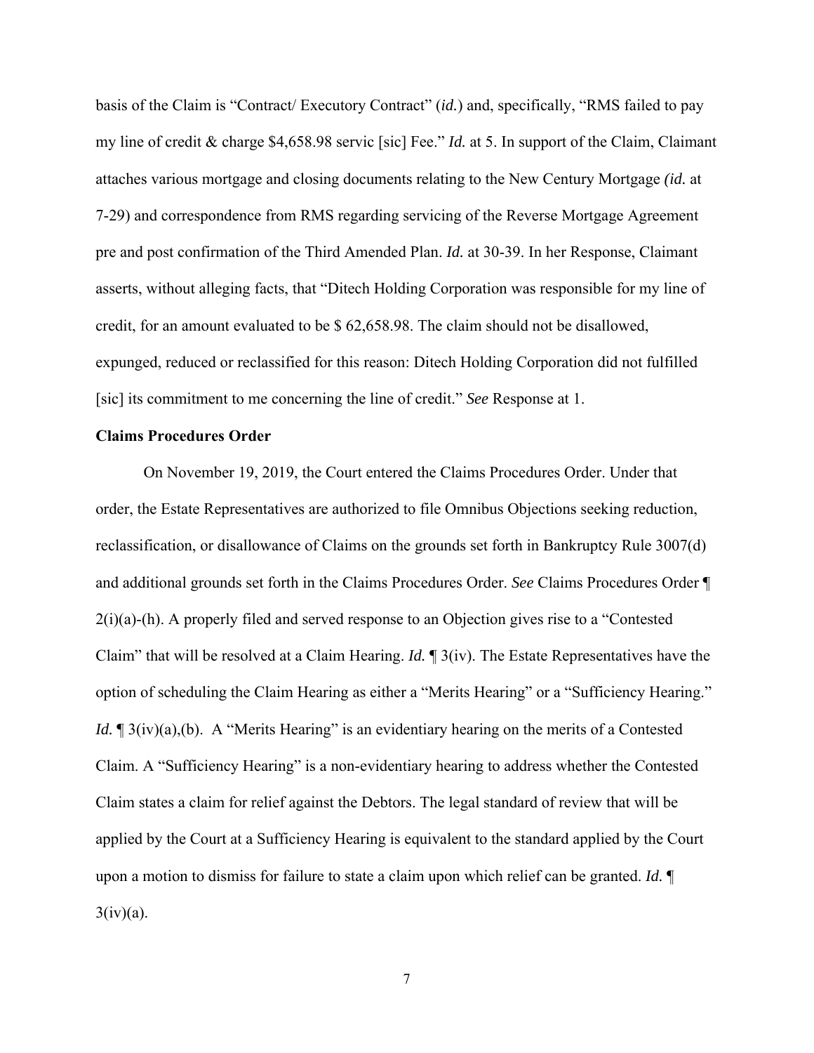basis of the Claim is "Contract/ Executory Contract" (*id.*) and, specifically, "RMS failed to pay my line of credit & charge $4,658.98 servic [sic] Fee." *Id.* at 5. In support of the Claim, Claimant attaches various mortgage and closing documents relating to the New Century Mortgage *(id.* at 7-29) and correspondence from RMS regarding servicing of the Reverse Mortgage Agreement pre and post confirmation of the Third Amended Plan. *Id.* at 30-39. In her Response, Claimant asserts, without alleging facts, that "Ditech Holding Corporation was responsible for my line of credit, for an amount evaluated to be $ 62,658.98. The claim should not be disallowed, expunged, reduced or reclassified for this reason: Ditech Holding Corporation did not fulfilled [sic] its commitment to me concerning the line of credit." *See* Response at 1.

**Claims Procedures Order**

On November 19, 2019, the Court entered the Claims Procedures Order. Under that order, the Estate Representatives are authorized to file Omnibus Objections seeking reduction, reclassification, or disallowance of Claims on the grounds set forth in Bankruptcy Rule 3007(d) and additional grounds set forth in the Claims Procedures Order. *See* Claims Procedures Order ¶ 2(i)(a)-(h). A properly filed and served response to an Objection gives rise to a "Contested Claim" that will be resolved at a Claim Hearing. *Id.* ¶ 3(iv). The Estate Representatives have the option of scheduling the Claim Hearing as either a "Merits Hearing" or a "Sufficiency Hearing." *Id.* ¶ 3(iv)(a),(b). A "Merits Hearing" is an evidentiary hearing on the merits of a Contested Claim. A "Sufficiency Hearing" is a non-evidentiary hearing to address whether the Contested Claim states a claim for relief against the Debtors. The legal standard of review that will be applied by the Court at a Sufficiency Hearing is equivalent to the standard applied by the Court upon a motion to dismiss for failure to state a claim upon which relief can be granted. *Id.* ¶ 3(iv)(a).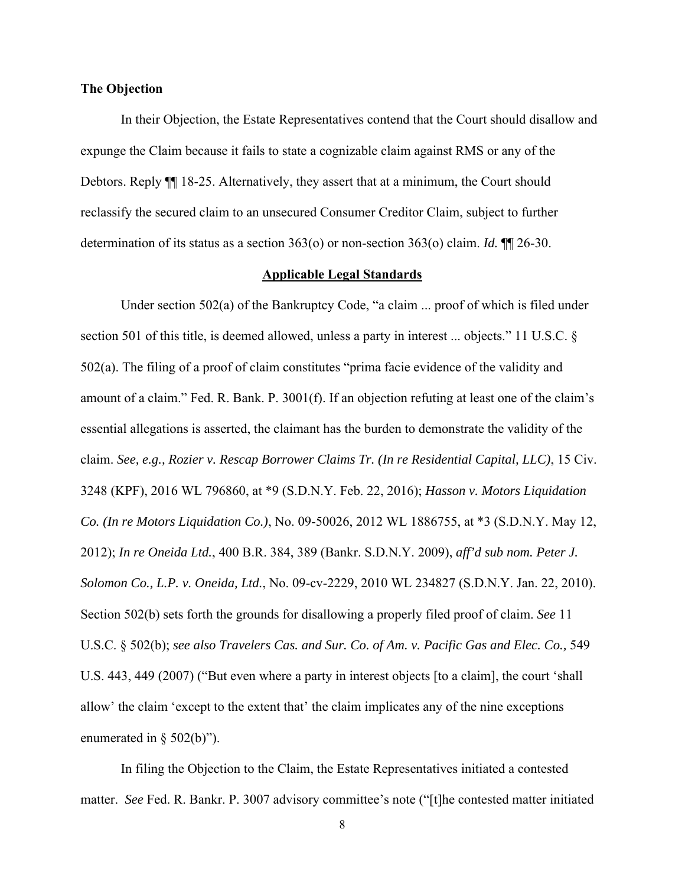**The Objection**

In their Objection, the Estate Representatives contend that the Court should disallow and expunge the Claim because it fails to state a cognizable claim against RMS or any of the Debtors. Reply ¶¶ 18-25. Alternatively, they assert that at a minimum, the Court should reclassify the secured claim to an unsecured Consumer Creditor Claim, subject to further determination of its status as a section 363(o) or non-section 363(o) claim. *Id.* ¶¶ 26-30.

**Applicable Legal Standards**

Under section 502(a) of the Bankruptcy Code, "a claim ... proof of which is filed under section 501 of this title, is deemed allowed, unless a party in interest ... objects." 11 U.S.C. § 502(a). The filing of a proof of claim constitutes "prima facie evidence of the validity and amount of a claim." Fed. R. Bank. P. 3001(f). If an objection refuting at least one of the claim's essential allegations is asserted, the claimant has the burden to demonstrate the validity of the claim. *See, e.g., Rozier v. Rescap Borrower Claims Tr. (In re Residential Capital, LLC)*, 15 Civ. 3248 (KPF), 2016 WL 796860, at *9 (S.D.N.Y. Feb. 22, 2016); *Hasson v. Motors Liquidation Co. (In re Motors Liquidation Co.)*, No. 09-50026, 2012 WL 1886755, at *3 (S.D.N.Y. May 12, 2012); *In re Oneida Ltd.*, 400 B.R. 384, 389 (Bankr. S.D.N.Y. 2009), *aff'd sub nom. Peter J. Solomon Co., L.P. v. Oneida, Ltd.*, No. 09-cv-2229, 2010 WL 234827 (S.D.N.Y. Jan. 22, 2010). Section 502(b) sets forth the grounds for disallowing a properly filed proof of claim. *See* 11 U.S.C. § 502(b); *see also Travelers Cas. and Sur. Co. of Am. v. Pacific Gas and Elec. Co.,* 549 U.S. 443, 449 (2007) ("But even where a party in interest objects [to a claim], the court 'shall allow' the claim 'except to the extent that' the claim implicates any of the nine exceptions enumerated in § 502(b)").

In filing the Objection to the Claim, the Estate Representatives initiated a contested matter. *See* Fed. R. Bankr. P. 3007 advisory committee's note ("[t]he contested matter initiated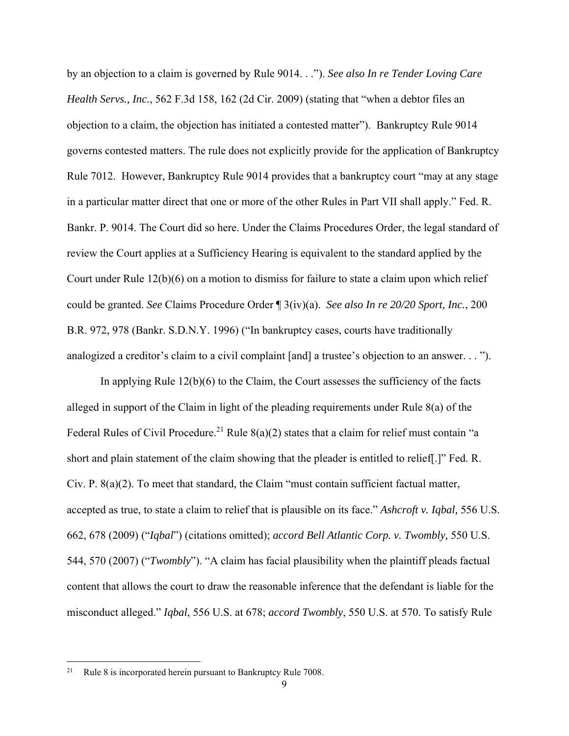by an objection to a claim is governed by Rule 9014. . ."). *See also In re Tender Loving Care Health Servs., Inc.*, 562 F.3d 158, 162 (2d Cir. 2009) (stating that "when a debtor files an objection to a claim, the objection has initiated a contested matter"). Bankruptcy Rule 9014 governs contested matters. The rule does not explicitly provide for the application of Bankruptcy Rule 7012. However, Bankruptcy Rule 9014 provides that a bankruptcy court "may at any stage in a particular matter direct that one or more of the other Rules in Part VII shall apply." Fed. R. Bankr. P. 9014. The Court did so here. Under the Claims Procedures Order, the legal standard of review the Court applies at a Sufficiency Hearing is equivalent to the standard applied by the Court under Rule 12(b)(6) on a motion to dismiss for failure to state a claim upon which relief could be granted. *See* Claims Procedure Order ¶ 3(iv)(a). *See also In re 20/20 Sport, Inc.*, 200 B.R. 972, 978 (Bankr. S.D.N.Y. 1996) ("In bankruptcy cases, courts have traditionally analogized a creditor's claim to a civil complaint [and] a trustee's objection to an answer. . . ").

In applying Rule 12(b)(6) to the Claim, the Court assesses the sufficiency of the facts alleged in support of the Claim in light of the pleading requirements under Rule 8(a) of the Federal Rules of Civil Procedure.[21] Rule 8(a)(2) states that a claim for relief must contain "a short and plain statement of the claim showing that the pleader is entitled to relief[.]" Fed. R. Civ. P. 8(a)(2). To meet that standard, the Claim "must contain sufficient factual matter, accepted as true, to state a claim to relief that is plausible on its face." *Ashcroft v. Iqbal,* 556 U.S. 662, 678 (2009) ("*Iqbal*") (citations omitted); *accord Bell Atlantic Corp. v. Twombly,* 550 U.S. 544, 570 (2007) ("*Twombly*"). "A claim has facial plausibility when the plaintiff pleads factual content that allows the court to draw the reasonable inference that the defendant is liable for the misconduct alleged." *Iqbal*, 556 U.S. at 678; *accord Twombly*, 550 U.S. at 570. To satisfy Rule

[21] Rule 8 is incorporated herein pursuant to Bankruptcy Rule 7008.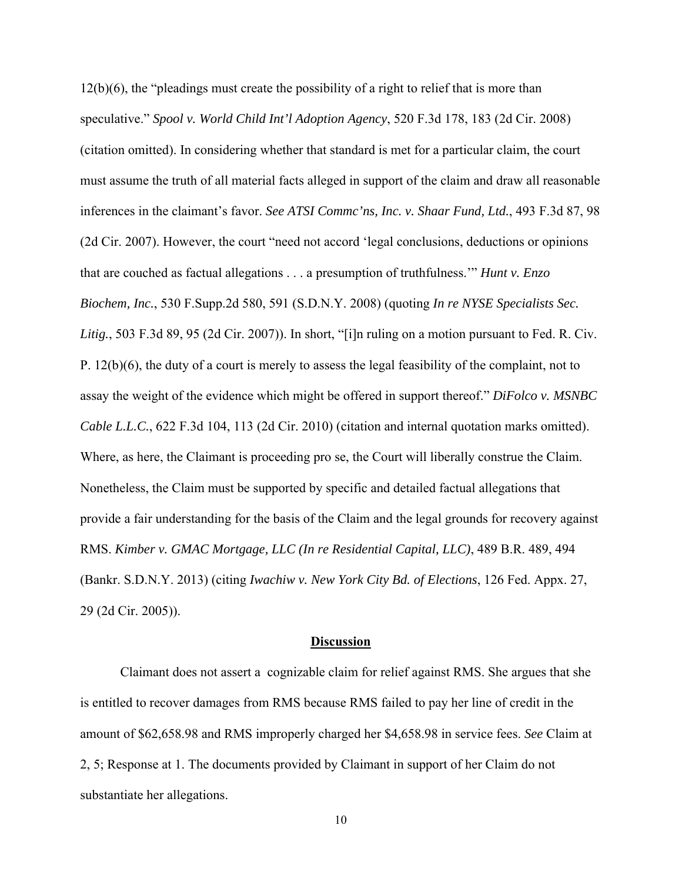12(b)(6), the "pleadings must create the possibility of a right to relief that is more than speculative." *Spool v. World Child Int'l Adoption Agency*, 520 F.3d 178, 183 (2d Cir. 2008) (citation omitted). In considering whether that standard is met for a particular claim, the court must assume the truth of all material facts alleged in support of the claim and draw all reasonable inferences in the claimant's favor. *See ATSI Commc'ns, Inc. v. Shaar Fund, Ltd.*, 493 F.3d 87, 98 (2d Cir. 2007). However, the court "need not accord 'legal conclusions, deductions or opinions that are couched as factual allegations . . . a presumption of truthfulness.'" *Hunt v. Enzo Biochem, Inc.*, 530 F.Supp.2d 580, 591 (S.D.N.Y. 2008) (quoting *In re NYSE Specialists Sec. Litig.*, 503 F.3d 89, 95 (2d Cir. 2007)). In short, "[i]n ruling on a motion pursuant to Fed. R. Civ. P. 12(b)(6), the duty of a court is merely to assess the legal feasibility of the complaint, not to assay the weight of the evidence which might be offered in support thereof." *DiFolco v. MSNBC Cable L.L.C.*, 622 F.3d 104, 113 (2d Cir. 2010) (citation and internal quotation marks omitted). Where, as here, the Claimant is proceeding pro se, the Court will liberally construe the Claim. Nonetheless, the Claim must be supported by specific and detailed factual allegations that provide a fair understanding for the basis of the Claim and the legal grounds for recovery against RMS. *Kimber v. GMAC Mortgage, LLC (In re Residential Capital, LLC)*, 489 B.R. 489, 494 (Bankr. S.D.N.Y. 2013) (citing *Iwachiw v. New York City Bd. of Elections*, 126 Fed. Appx. 27, 29 (2d Cir. 2005)).

**Discussion**

Claimant does not assert a cognizable claim for relief against RMS. She argues that she is entitled to recover damages from RMS because RMS failed to pay her line of credit in the amount of $62,658.98 and RMS improperly charged her $4,658.98 in service fees. *See* Claim at 2, 5; Response at 1. The documents provided by Claimant in support of her Claim do not substantiate her allegations.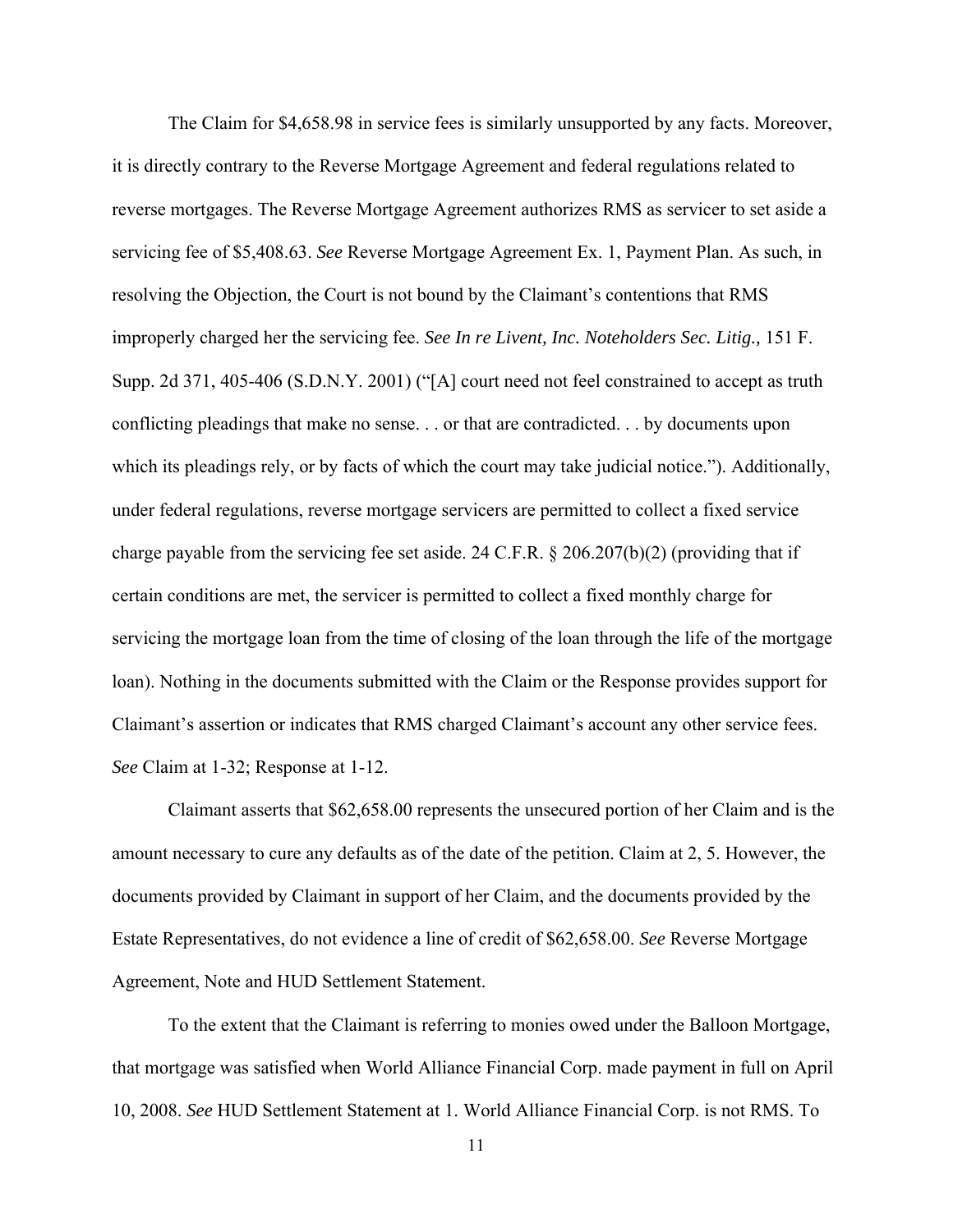The Claim for $4,658.98 in service fees is similarly unsupported by any facts. Moreover, it is directly contrary to the Reverse Mortgage Agreement and federal regulations related to reverse mortgages. The Reverse Mortgage Agreement authorizes RMS as servicer to set aside a servicing fee of $5,408.63. *See* Reverse Mortgage Agreement Ex. 1, Payment Plan. As such, in resolving the Objection, the Court is not bound by the Claimant's contentions that RMS improperly charged her the servicing fee. *See In re Livent, Inc. Noteholders Sec. Litig.,* 151 F. Supp. 2d 371, 405-406 (S.D.N.Y. 2001) ("[A] court need not feel constrained to accept as truth conflicting pleadings that make no sense. . . or that are contradicted. . . by documents upon which its pleadings rely, or by facts of which the court may take judicial notice."). Additionally, under federal regulations, reverse mortgage servicers are permitted to collect a fixed service charge payable from the servicing fee set aside. 24 C.F.R. § 206.207(b)(2) (providing that if certain conditions are met, the servicer is permitted to collect a fixed monthly charge for servicing the mortgage loan from the time of closing of the loan through the life of the mortgage loan). Nothing in the documents submitted with the Claim or the Response provides support for Claimant's assertion or indicates that RMS charged Claimant's account any other service fees. *See* Claim at 1-32; Response at 1-12.

Claimant asserts that $62,658.00 represents the unsecured portion of her Claim and is the amount necessary to cure any defaults as of the date of the petition. Claim at 2, 5. However, the documents provided by Claimant in support of her Claim, and the documents provided by the Estate Representatives, do not evidence a line of credit of $62,658.00. *See* Reverse Mortgage Agreement, Note and HUD Settlement Statement.

To the extent that the Claimant is referring to monies owed under the Balloon Mortgage, that mortgage was satisfied when World Alliance Financial Corp. made payment in full on April 10, 2008. *See* HUD Settlement Statement at 1. World Alliance Financial Corp. is not RMS. To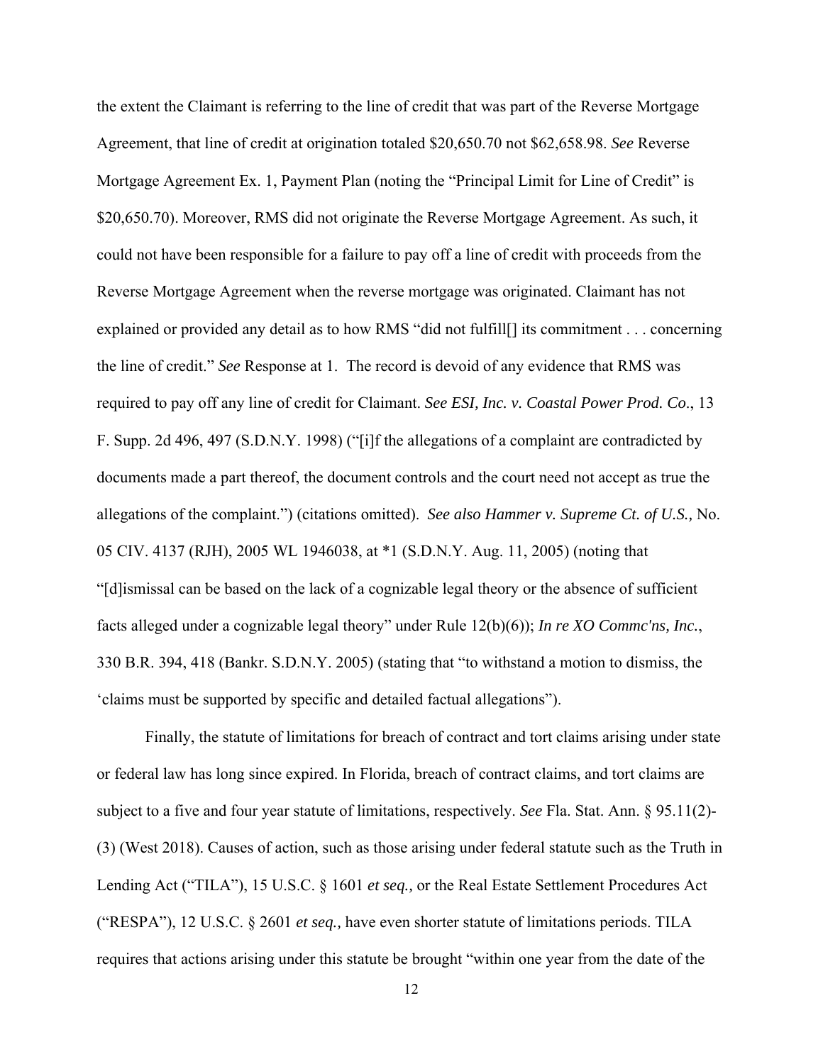the extent the Claimant is referring to the line of credit that was part of the Reverse Mortgage Agreement, that line of credit at origination totaled $20,650.70 not $62,658.98. *See* Reverse Mortgage Agreement Ex. 1, Payment Plan (noting the "Principal Limit for Line of Credit" is $20,650.70). Moreover, RMS did not originate the Reverse Mortgage Agreement. As such, it could not have been responsible for a failure to pay off a line of credit with proceeds from the Reverse Mortgage Agreement when the reverse mortgage was originated. Claimant has not explained or provided any detail as to how RMS "did not fulfill[] its commitment . . . concerning the line of credit." *See* Response at 1. The record is devoid of any evidence that RMS was required to pay off any line of credit for Claimant. *See ESI, Inc. v. Coastal Power Prod. Co*., 13 F. Supp. 2d 496, 497 (S.D.N.Y. 1998) ("[i]f the allegations of a complaint are contradicted by documents made a part thereof, the document controls and the court need not accept as true the allegations of the complaint.") (citations omitted). *See also Hammer v. Supreme Ct. of U.S.,* No. 05 CIV. 4137 (RJH), 2005 WL 1946038, at *1 (S.D.N.Y. Aug. 11, 2005) (noting that "[d]ismissal can be based on the lack of a cognizable legal theory or the absence of sufficient facts alleged under a cognizable legal theory" under Rule 12(b)(6)); *In re XO Commc'ns, Inc.*, 330 B.R. 394, 418 (Bankr. S.D.N.Y. 2005) (stating that "to withstand a motion to dismiss, the 'claims must be supported by specific and detailed factual allegations").

Finally, the statute of limitations for breach of contract and tort claims arising under state or federal law has long since expired. In Florida, breach of contract claims, and tort claims are subject to a five and four year statute of limitations, respectively. *See* Fla. Stat. Ann. § 95.11(2)-(3) (West 2018). Causes of action, such as those arising under federal statute such as the Truth in Lending Act ("TILA"), 15 U.S.C. § 1601 *et seq.,* or the Real Estate Settlement Procedures Act ("RESPA"), 12 U.S.C. § 2601 *et seq.,* have even shorter statute of limitations periods. TILA requires that actions arising under this statute be brought "within one year from the date of the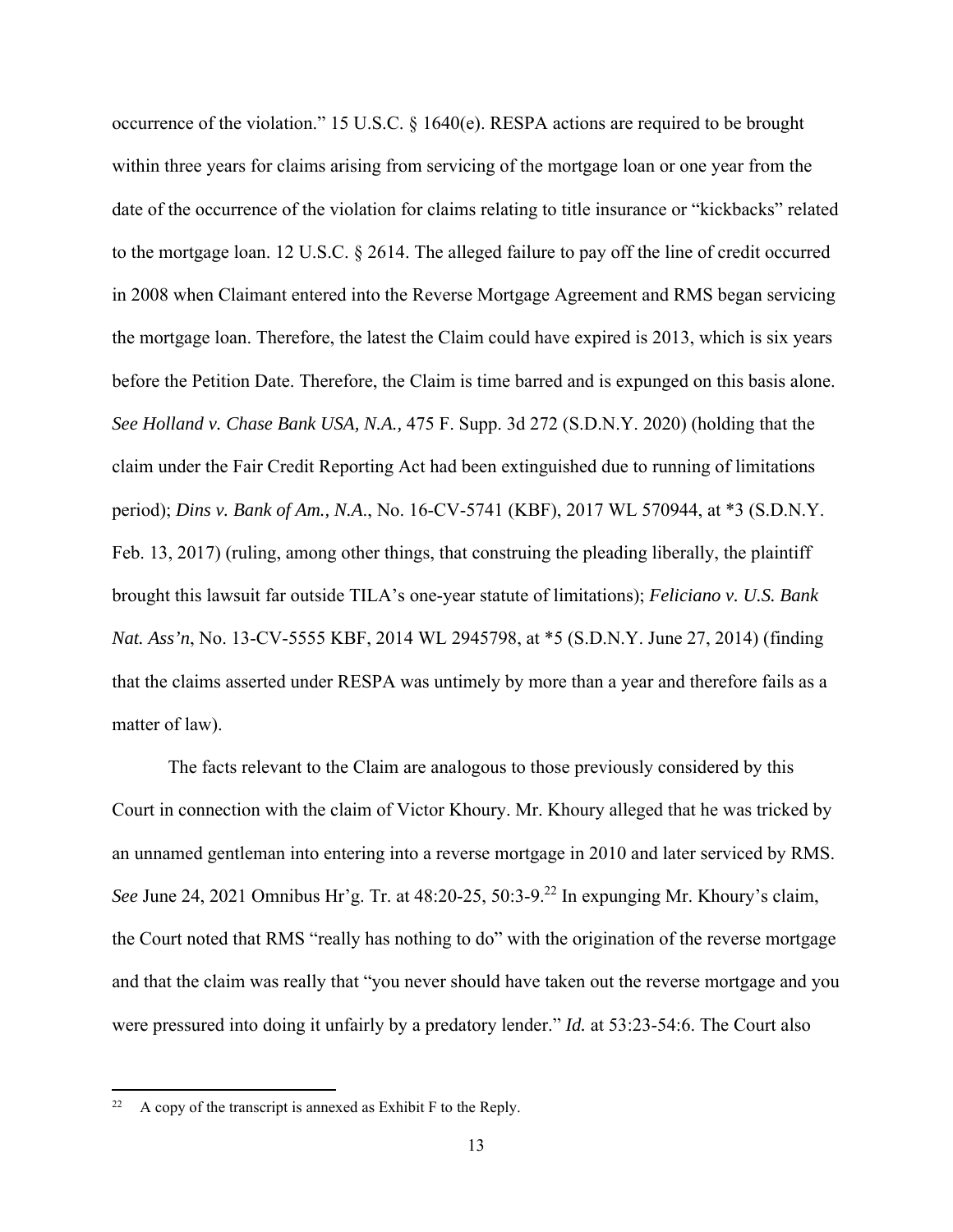occurrence of the violation." 15 U.S.C. § 1640(e). RESPA actions are required to be brought within three years for claims arising from servicing of the mortgage loan or one year from the date of the occurrence of the violation for claims relating to title insurance or "kickbacks" related to the mortgage loan. 12 U.S.C. § 2614. The alleged failure to pay off the line of credit occurred in 2008 when Claimant entered into the Reverse Mortgage Agreement and RMS began servicing the mortgage loan. Therefore, the latest the Claim could have expired is 2013, which is six years before the Petition Date. Therefore, the Claim is time barred and is expunged on this basis alone. *See Holland v. Chase Bank USA, N.A.,* 475 F. Supp. 3d 272 (S.D.N.Y. 2020) (holding that the claim under the Fair Credit Reporting Act had been extinguished due to running of limitations period); *Dins v. Bank of Am., N.A.*, No. 16-CV-5741 (KBF), 2017 WL 570944, at *3 (S.D.N.Y. Feb. 13, 2017) (ruling, among other things, that construing the pleading liberally, the plaintiff brought this lawsuit far outside TILA's one-year statute of limitations); *Feliciano v. U.S. Bank Nat. Ass'n*, No. 13-CV-5555 KBF, 2014 WL 2945798, at *5 (S.D.N.Y. June 27, 2014) (finding that the claims asserted under RESPA was untimely by more than a year and therefore fails as a matter of law).

The facts relevant to the Claim are analogous to those previously considered by this Court in connection with the claim of Victor Khoury. Mr. Khoury alleged that he was tricked by an unnamed gentleman into entering into a reverse mortgage in 2010 and later serviced by RMS. *See* June 24, 2021 Omnibus Hr'g. Tr. at 48:20-25, 50:3-9.[22] In expunging Mr. Khoury's claim, the Court noted that RMS "really has nothing to do" with the origination of the reverse mortgage and that the claim was really that "you never should have taken out the reverse mortgage and you were pressured into doing it unfairly by a predatory lender." *Id.* at 53:23-54:6. The Court also

[22] A copy of the transcript is annexed as Exhibit F to the Reply.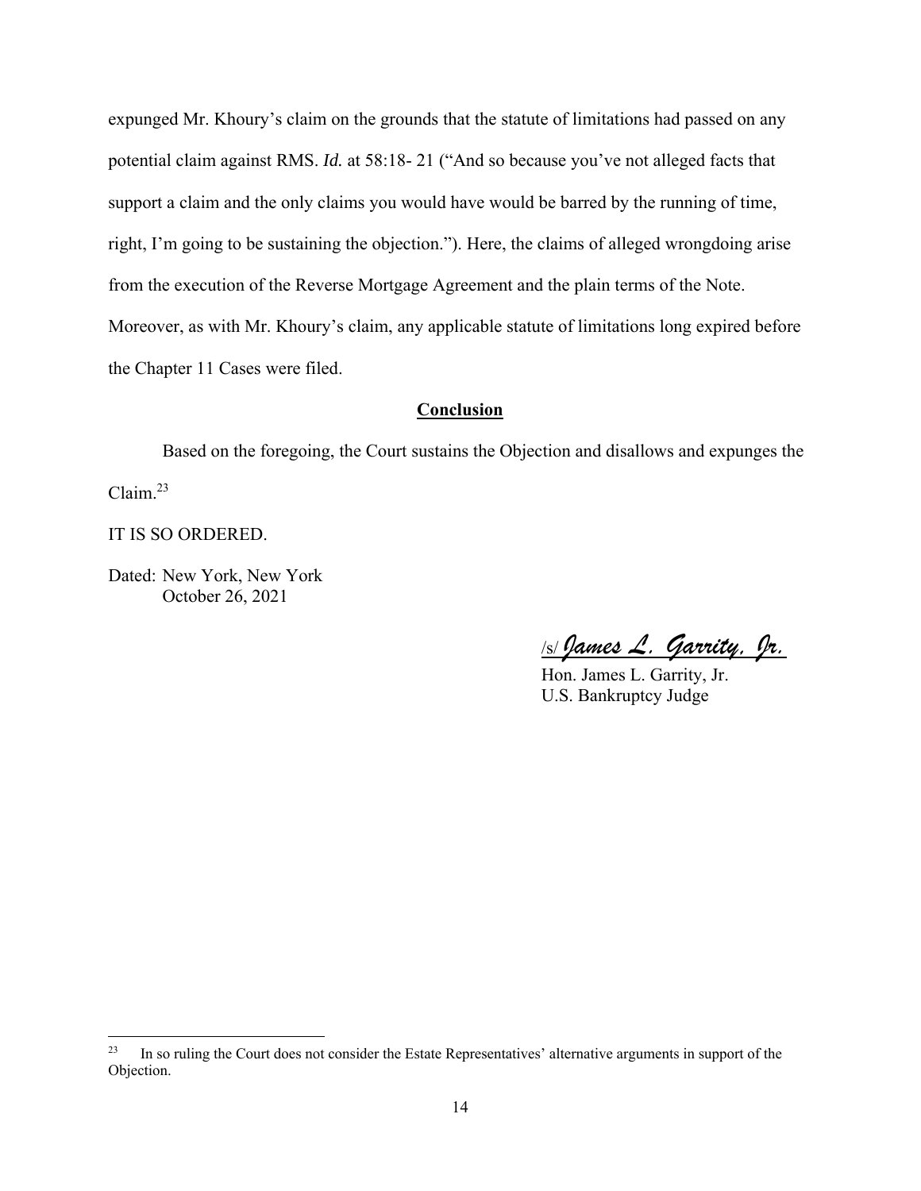expunged Mr. Khoury's claim on the grounds that the statute of limitations had passed on any potential claim against RMS. *Id.* at 58:18- 21 ("And so because you've not alleged facts that support a claim and the only claims you would have would be barred by the running of time, right, I'm going to be sustaining the objection."). Here, the claims of alleged wrongdoing arise from the execution of the Reverse Mortgage Agreement and the plain terms of the Note. Moreover, as with Mr. Khoury's claim, any applicable statute of limitations long expired before the Chapter 11 Cases were filed.

## **Conclusion**

Based on the foregoing, the Court sustains the Objection and disallows and expunges the Claim.[23]

IT IS SO ORDERED.

Dated: New York, New York
October 26, 2021

/s/ *James L. Garrity, Jr.*
Hon. James L. Garrity, Jr.
U.S. Bankruptcy Judge

---

[23] In so ruling the Court does not consider the Estate Representatives' alternative arguments in support of the Objection.